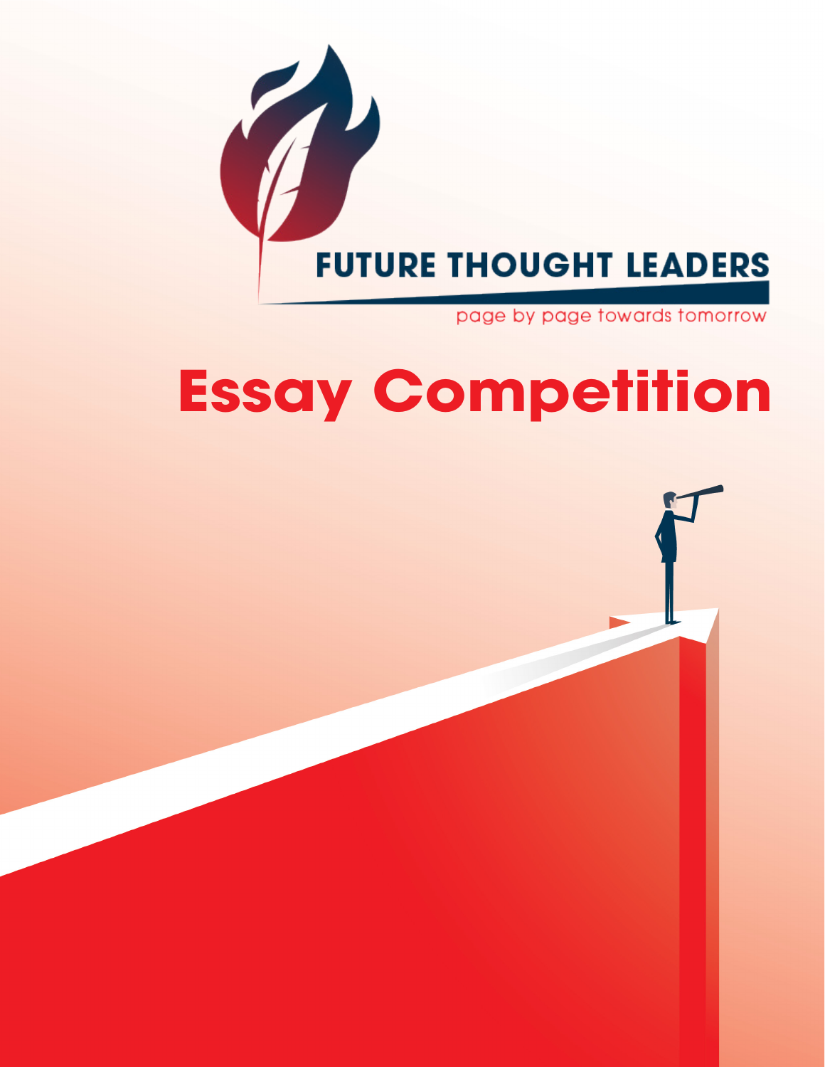FUTURE THOUGHT LEADERS

page by page towards tomorrow

# Essay Competition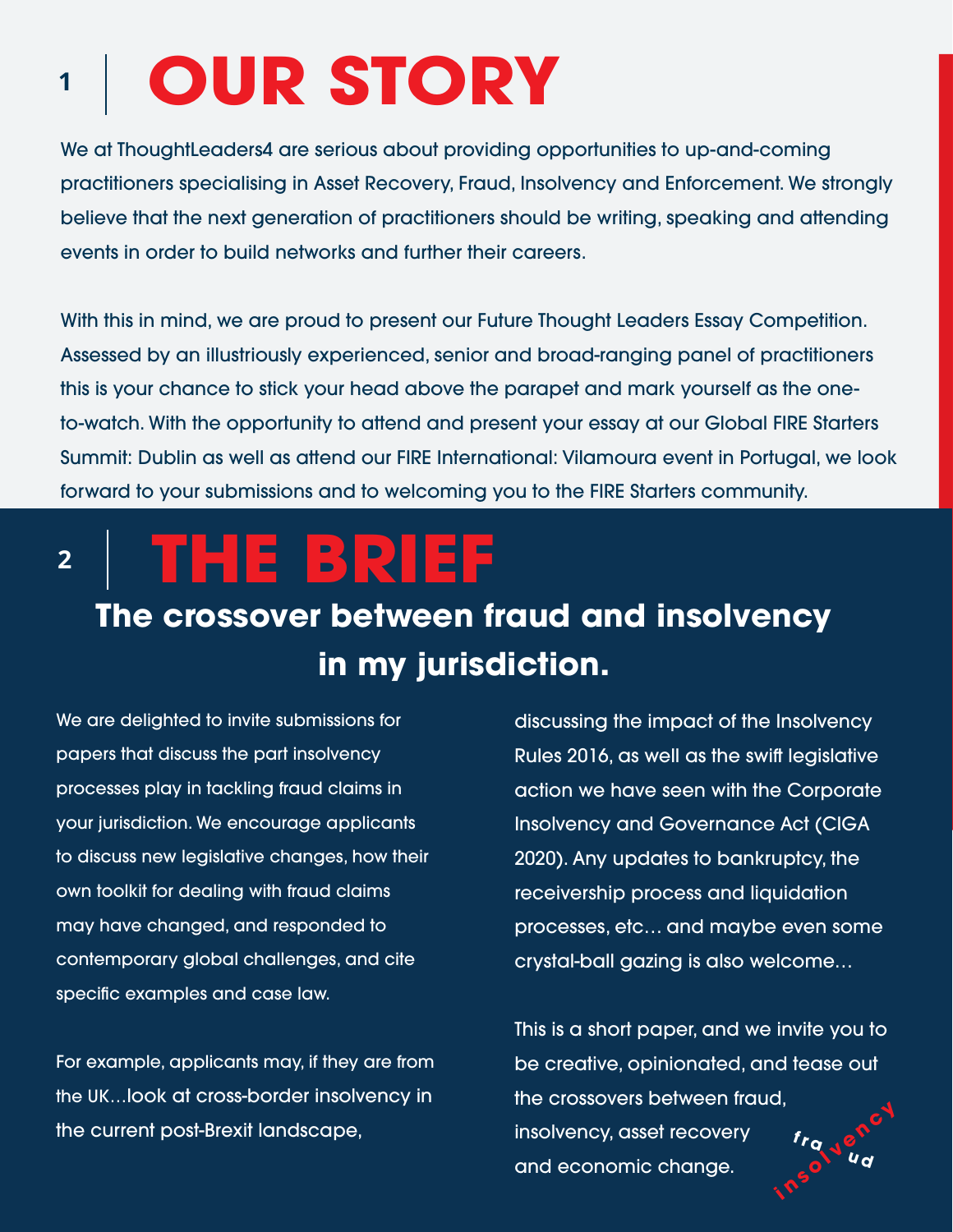# 1 | OUR STORY

We at ThoughtLeaders4 are serious about providing opportunities to up-and-coming practitioners specialising in Asset Recovery, Fraud, Insolvency and Enforcement. We strongly believe that the next generation of practitioners should be writing, speaking and attending events in order to build networks and further their careers.

With this in mind, we are proud to present our Future Thought Leaders Essay Competition. Assessed by an illustriously experienced, senior and broad-ranging panel of practitioners this is your chance to stick your head above the parapet and mark yourself as the one-to-watch. With the opportunity to attend and present your essay at our Global FIRE Starters Summit: Dublin as well as attend our FIRE International: Vilamoura event in Portugal, we look forward to your submissions and to welcoming you to the FIRE Starters community.

# 2 | THE BRIEF

## The crossover between fraud and insolvency in my jurisdiction.

We are delighted to invite submissions for papers that discuss the part insolvency processes play in tackling fraud claims in your jurisdiction. We encourage applicants to discuss new legislative changes, how their own toolkit for dealing with fraud claims may have changed, and responded to contemporary global challenges, and cite specific examples and case law.

For example, applicants may, if they are from the UK…look at cross-border insolvency in the current post-Brexit landscape, discussing the impact of the Insolvency Rules 2016, as well as the swift legislative action we have seen with the Corporate Insolvency and Governance Act (CIGA 2020). Any updates to bankruptcy, the receivership process and liquidation processes, etc… and maybe even some crystal-ball gazing is also welcome…

This is a short paper, and we invite you to be creative, opinionated, and tease out the crossovers between fraud, insolvency, asset recovery and economic change.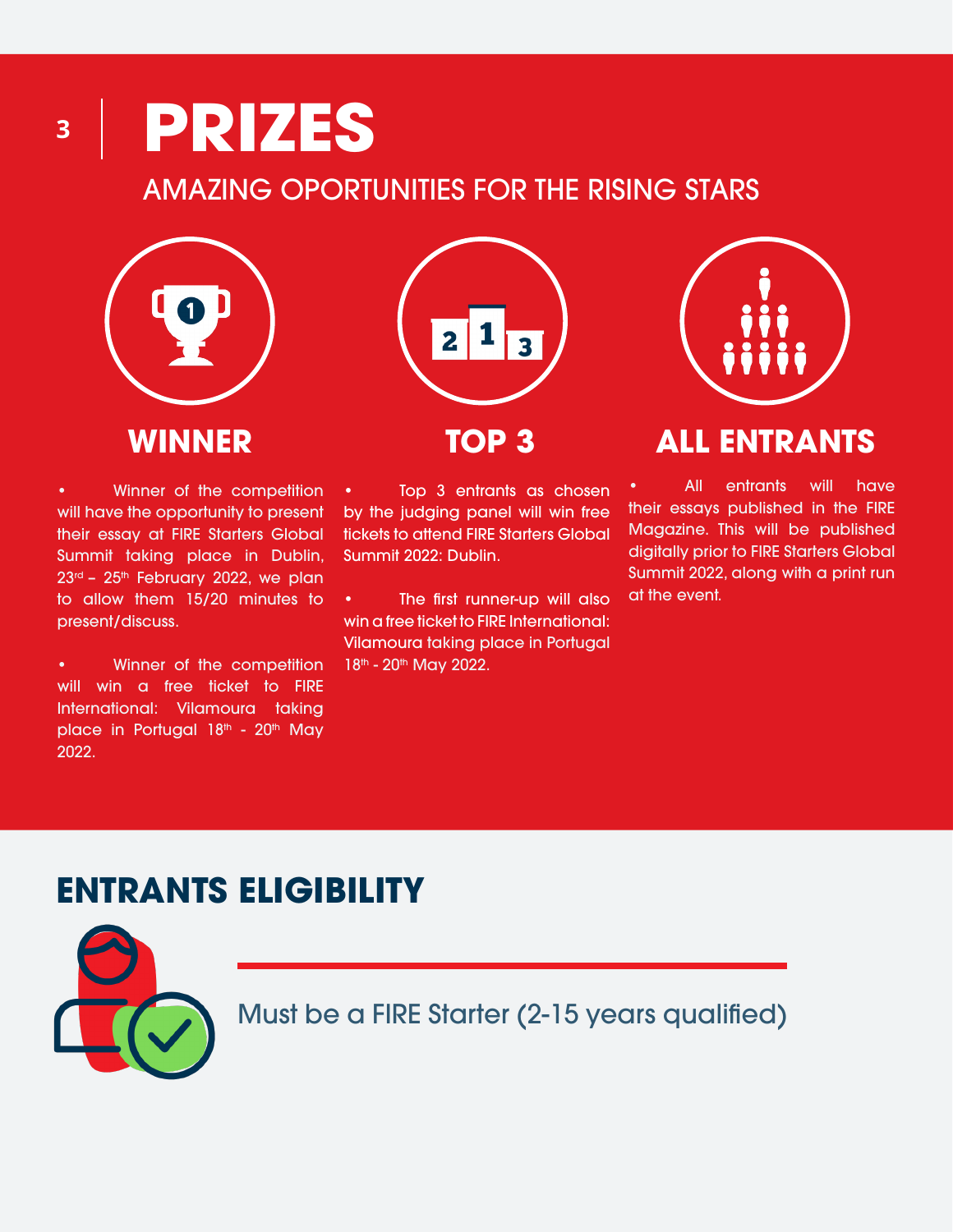# PRIZES

AMAZING OPORTUNITIES FOR THE RISING STARS

## WINNER

- Winner of the competition will have the opportunity to present their essay at FIRE Starters Global Summit taking place in Dublin, 23rd – 25th February 2022, we plan to allow them 15/20 minutes to present/discuss.
- Winner of the competition will win a free ticket to FIRE International: Vilamoura taking place in Portugal 18th - 20th May 2022.

## TOP 3

- Top 3 entrants as chosen by the judging panel will win free tickets to attend FIRE Starters Global Summit 2022: Dublin.
- The first runner-up will also win a free ticket to FIRE International: Vilamoura taking place in Portugal 18th - 20th May 2022.

## ALL ENTRANTS

- All entrants will have their essays published in the FIRE Magazine. This will be published digitally prior to FIRE Starters Global Summit 2022, along with a print run at the event.

## ENTRANTS ELIGIBILITY

Must be a FIRE Starter (2-15 years qualified)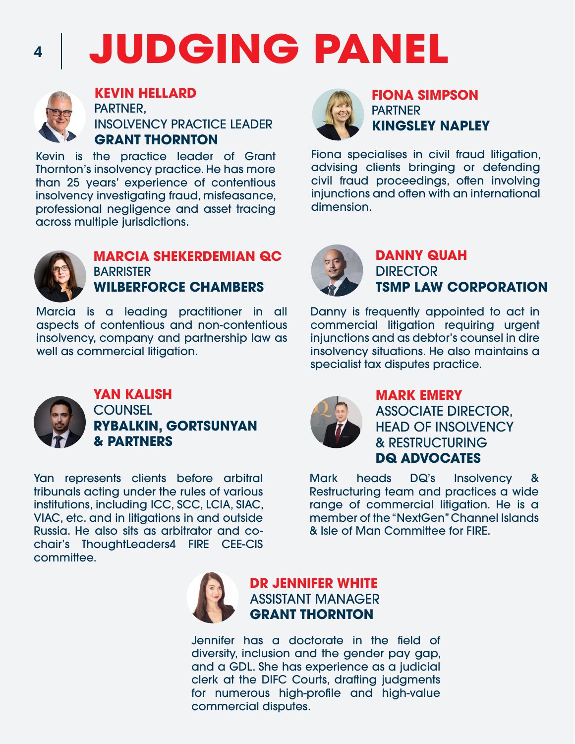# JUDGING PANEL

### KEVIN HELLARD
PARTNER,
INSOLVENCY PRACTICE LEADER
**GRANT THORNTON**

Kevin is the practice leader of Grant Thornton's insolvency practice. He has more than 25 years' experience of contentious insolvency investigating fraud, misfeasance, professional negligence and asset tracing across multiple jurisdictions.

### FIONA SIMPSON
PARTNER
**KINGSLEY NAPLEY**

Fiona specialises in civil fraud litigation, advising clients bringing or defending civil fraud proceedings, often involving injunctions and often with an international dimension.

### MARCIA SHEKERDEMIAN QC
BARRISTER
**WILBERFORCE CHAMBERS**

Marcia is a leading practitioner in all aspects of contentious and non-contentious insolvency, company and partnership law as well as commercial litigation.

### DANNY QUAH
DIRECTOR
**TSMP LAW CORPORATION**

Danny is frequently appointed to act in commercial litigation requiring urgent injunctions and as debtor's counsel in dire insolvency situations. He also maintains a specialist tax disputes practice.

### YAN KALISH
COUNSEL
**RYBALKIN, GORTSUNYAN & PARTNERS**

Yan represents clients before arbitral tribunals acting under the rules of various institutions, including ICC, SCC, LCIA, SIAC, VIAC, etc. and in litigations in and outside Russia. He also sits as arbitrator and co-chair's ThoughtLeaders4 FIRE CEE-CIS committee.

### MARK EMERY
ASSOCIATE DIRECTOR,
HEAD OF INSOLVENCY & RESTRUCTURING
**DQ ADVOCATES**

Mark heads DQ's Insolvency & Restructuring team and practices a wide range of commercial litigation. He is a member of the "NextGen" Channel Islands & Isle of Man Committee for FIRE.

### DR JENNIFER WHITE
ASSISTANT MANAGER
**GRANT THORNTON**

Jennifer has a doctorate in the field of diversity, inclusion and the gender pay gap, and a GDL. She has experience as a judicial clerk at the DIFC Courts, drafting judgments for numerous high-profile and high-value commercial disputes.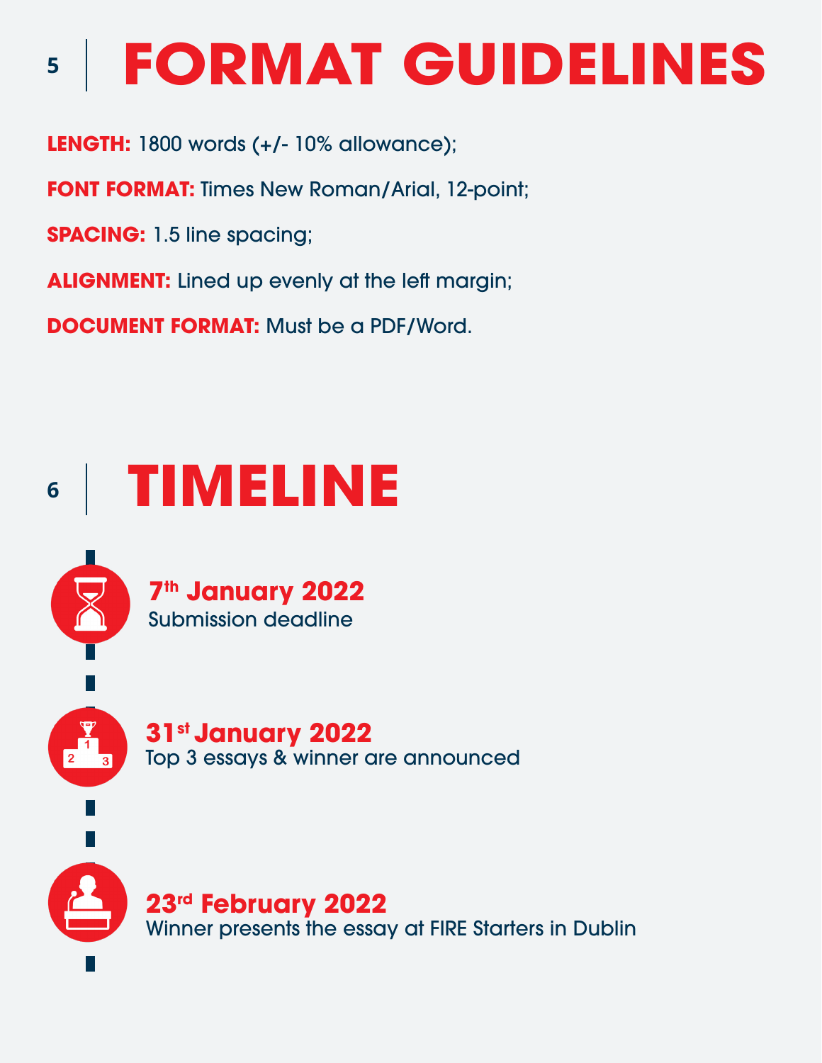## 5 | FORMAT GUIDELINES

**LENGTH:** 1800 words (+/- 10% allowance);

**FONT FORMAT:** Times New Roman/Arial, 12-point;

**SPACING:** 1.5 line spacing;

**ALIGNMENT:** Lined up evenly at the left margin;

**DOCUMENT FORMAT:** Must be a PDF/Word.

## 6 | TIMELINE

**7th January 2022**
Submission deadline

**31st January 2022**
Top 3 essays & winner are announced

**23rd February 2022**
Winner presents the essay at FIRE Starters in Dublin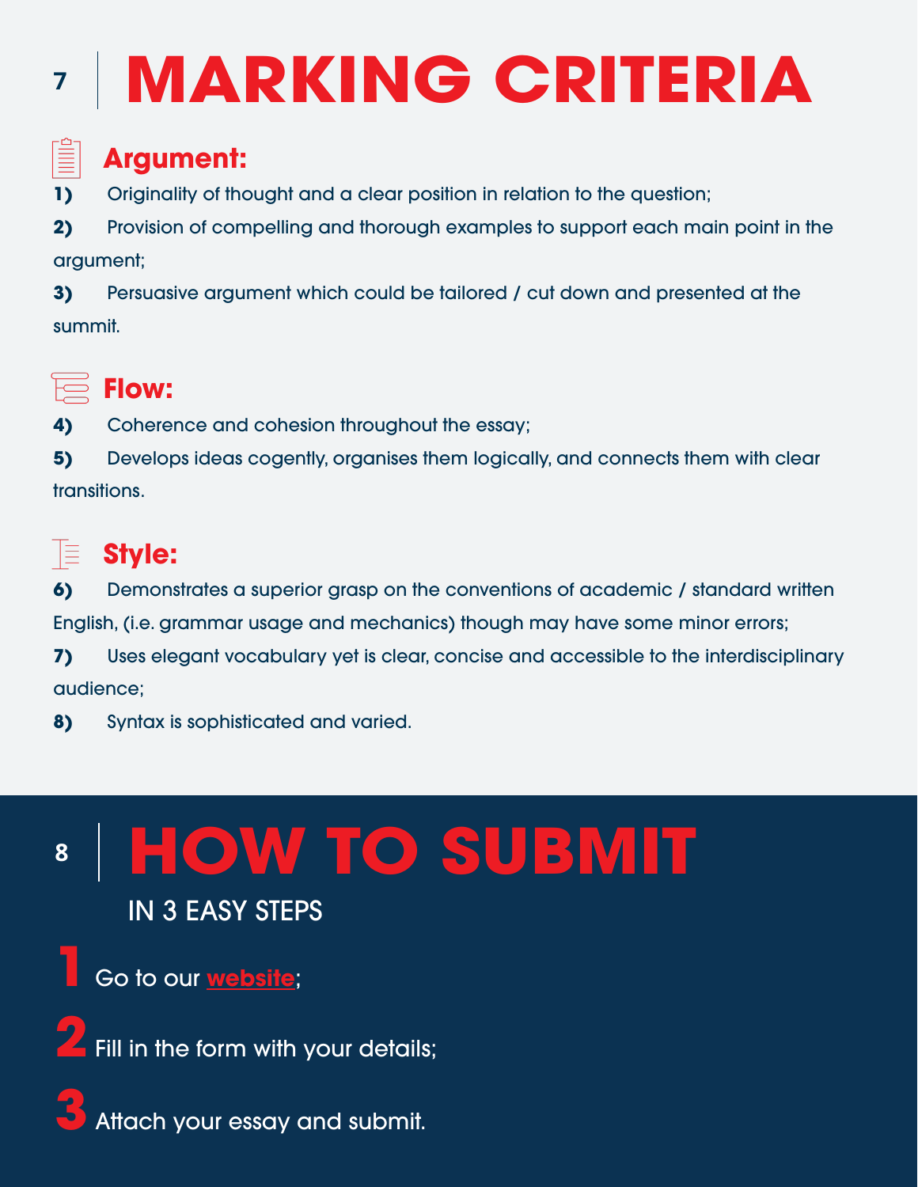# 7 MARKING CRITERIA

## Argument:

**1)** Originality of thought and a clear position in relation to the question;

**2)** Provision of compelling and thorough examples to support each main point in the argument;

**3)** Persuasive argument which could be tailored / cut down and presented at the summit.

## Flow:

**4)** Coherence and cohesion throughout the essay;

**5)** Develops ideas cogently, organises them logically, and connects them with clear transitions.

## Style:

**6)** Demonstrates a superior grasp on the conventions of academic / standard written English, (i.e. grammar usage and mechanics) though may have some minor errors;

**7)** Uses elegant vocabulary yet is clear, concise and accessible to the interdisciplinary audience;

**8)** Syntax is sophisticated and varied.

# 8 HOW TO SUBMIT

IN 3 EASY STEPS

**1** Go to our website;

**2** Fill in the form with your details;

**3** Attach your essay and submit.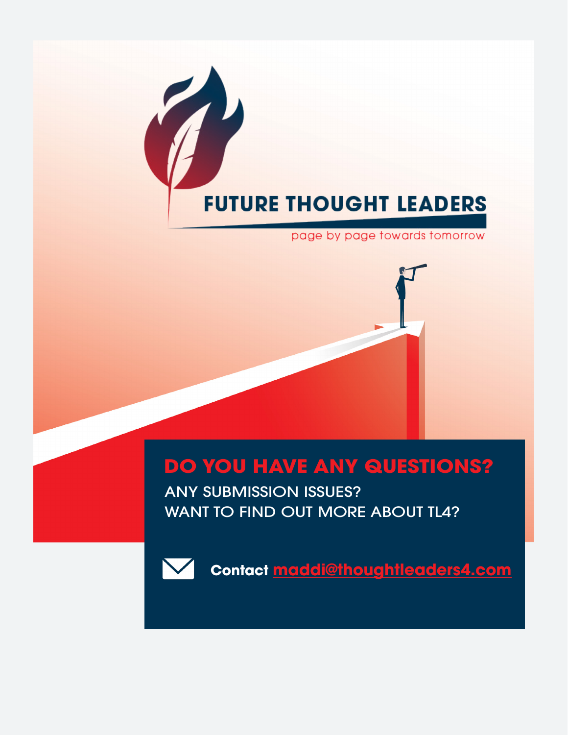# FUTURE THOUGHT LEADERS

page by page towards tomorrow

## DO YOU HAVE ANY QUESTIONS?

ANY SUBMISSION ISSUES?
WANT TO FIND OUT MORE ABOUT TL4?

**Contact** [maddi@thoughtleaders4.com](mailto:maddi@thoughtleaders4.com)